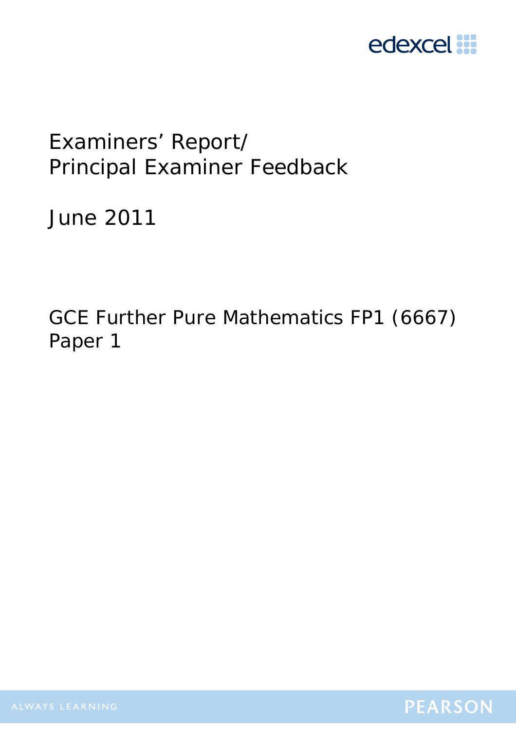edexcel

# Examiners' Report/ Principal Examiner Feedback

June 2011

GCE Further Pure Mathematics FP1 (6667) Paper 1

ALWAYS LEARNING

PEARSON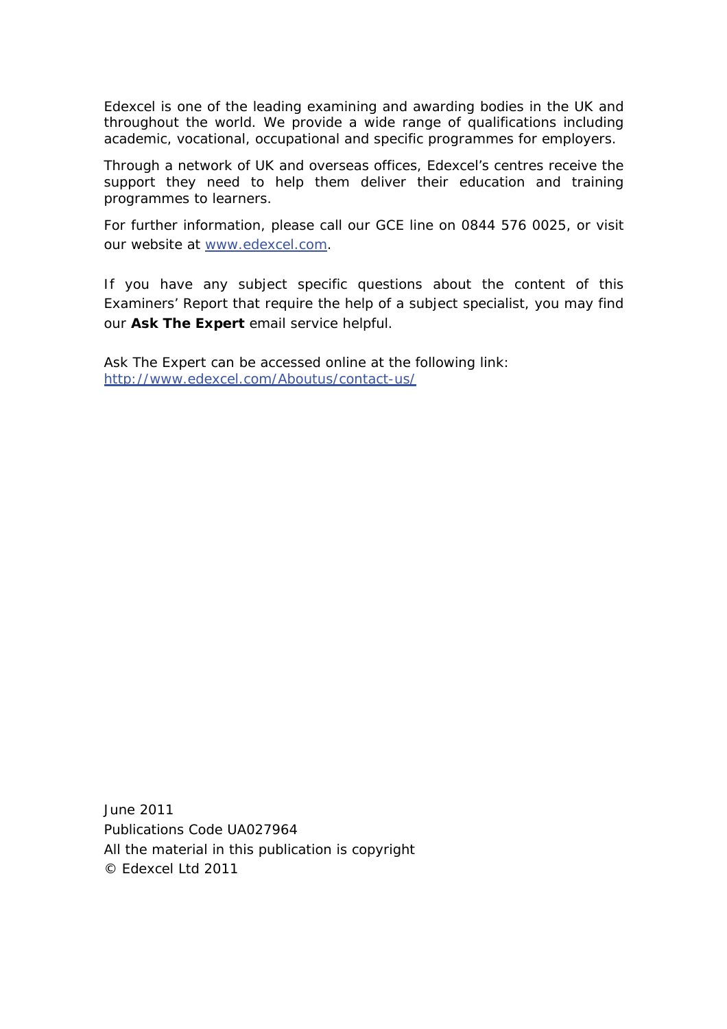Edexcel is one of the leading examining and awarding bodies in the UK and throughout the world. We provide a wide range of qualifications including academic, vocational, occupational and specific programmes for employers.

Through a network of UK and overseas offices, Edexcel's centres receive the support they need to help them deliver their education and training programmes to learners.

For further information, please call our GCE line on 0844 576 0025, or visit our website at www.edexcel.com.

If you have any subject specific questions about the content of this Examiners' Report that require the help of a subject specialist, you may find our **Ask The Expert** email service helpful.

Ask The Expert can be accessed online at the following link:
http://www.edexcel.com/Aboutus/contact-us/

June 2011
Publications Code UA027964
All the material in this publication is copyright
© Edexcel Ltd 2011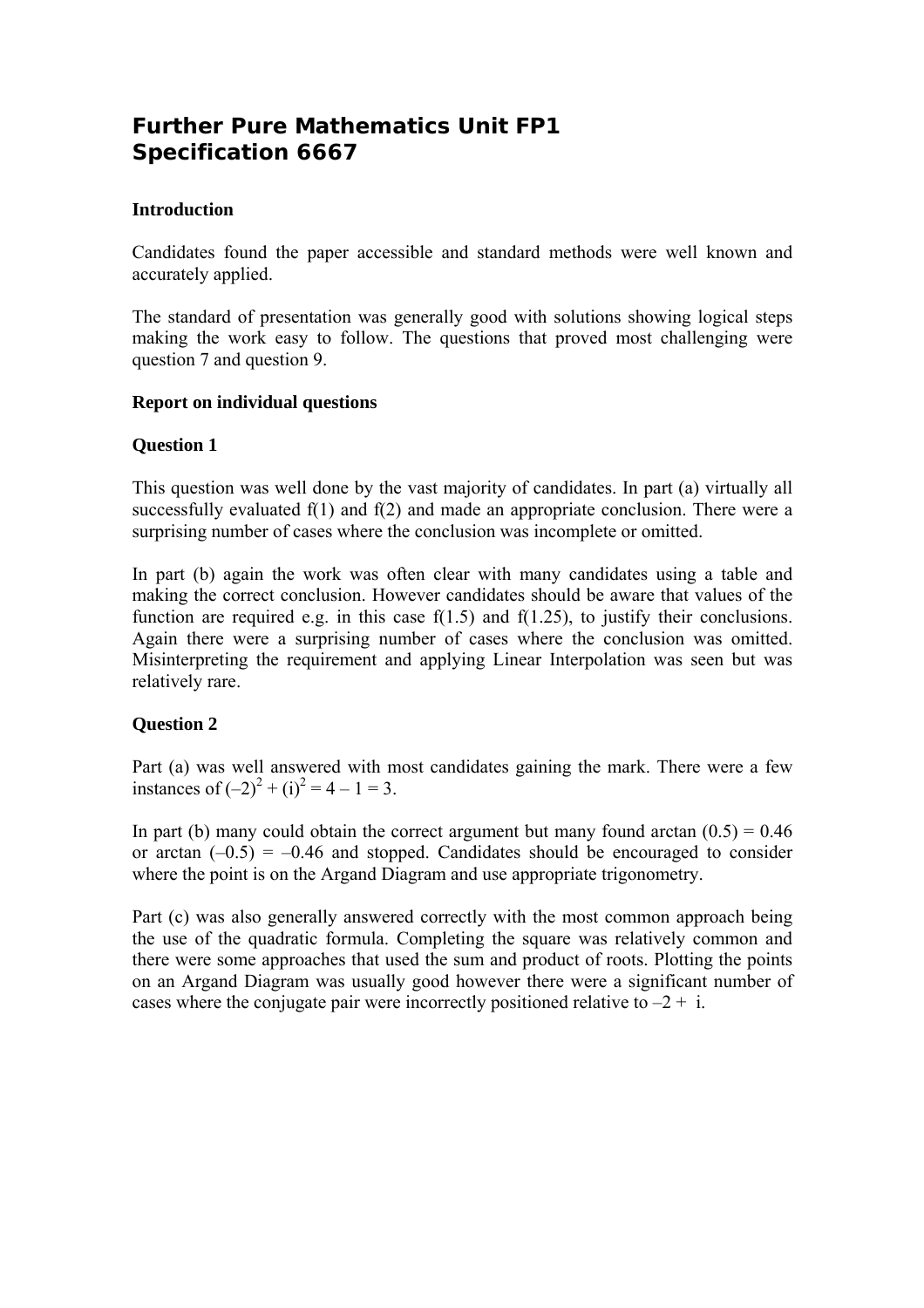# Further Pure Mathematics Unit FP1
# Specification 6667

**Introduction**

Candidates found the paper accessible and standard methods were well known and accurately applied.

The standard of presentation was generally good with solutions showing logical steps making the work easy to follow. The questions that proved most challenging were question 7 and question 9.

**Report on individual questions**

**Question 1**

This question was well done by the vast majority of candidates. In part (a) virtually all successfully evaluated f(1) and f(2) and made an appropriate conclusion. There were a surprising number of cases where the conclusion was incomplete or omitted.

In part (b) again the work was often clear with many candidates using a table and making the correct conclusion. However candidates should be aware that values of the function are required e.g. in this case f(1.5) and f(1.25), to justify their conclusions. Again there were a surprising number of cases where the conclusion was omitted. Misinterpreting the requirement and applying Linear Interpolation was seen but was relatively rare.

**Question 2**

Part (a) was well answered with most candidates gaining the mark. There were a few instances of $(-2)^2 + (i)^2 = 4 - 1 = 3$.

In part (b) many could obtain the correct argument but many found arctan (0.5) = 0.46 or arctan (–0.5) = –0.46 and stopped. Candidates should be encouraged to consider where the point is on the Argand Diagram and use appropriate trigonometry.

Part (c) was also generally answered correctly with the most common approach being the use of the quadratic formula. Completing the square was relatively common and there were some approaches that used the sum and product of roots. Plotting the points on an Argand Diagram was usually good however there were a significant number of cases where the conjugate pair were incorrectly positioned relative to $-2 + i$.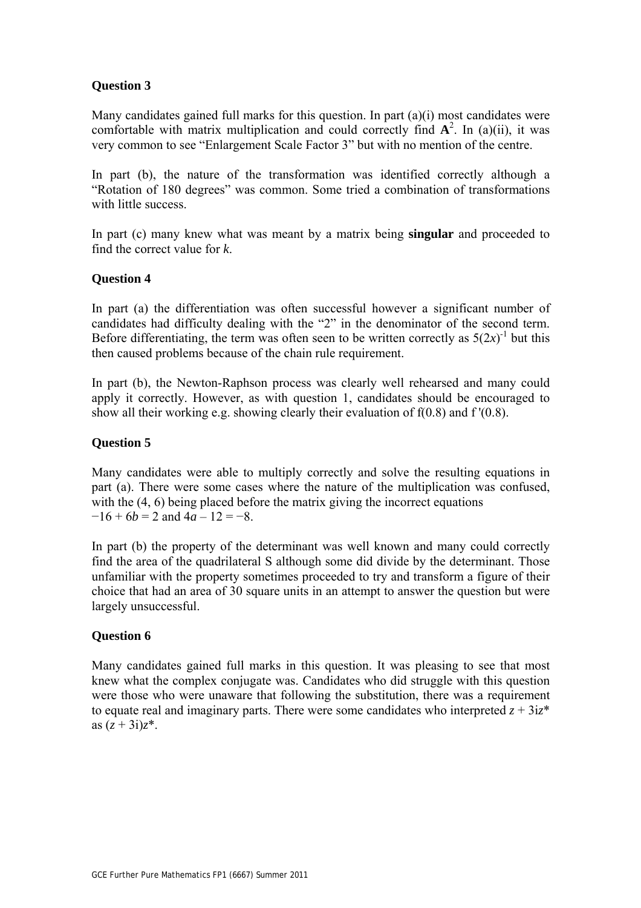### Question 3

Many candidates gained full marks for this question. In part (a)(i) most candidates were comfortable with matrix multiplication and could correctly find $\mathbf{A}^2$. In (a)(ii), it was very common to see "Enlargement Scale Factor 3" but with no mention of the centre.

In part (b), the nature of the transformation was identified correctly although a "Rotation of 180 degrees" was common. Some tried a combination of transformations with little success.

In part (c) many knew what was meant by a matrix being **singular** and proceeded to find the correct value for $k$.

### Question 4

In part (a) the differentiation was often successful however a significant number of candidates had difficulty dealing with the "2" in the denominator of the second term. Before differentiating, the term was often seen to be written correctly as $5(2x)^{-1}$ but this then caused problems because of the chain rule requirement.

In part (b), the Newton-Raphson process was clearly well rehearsed and many could apply it correctly. However, as with question 1, candidates should be encouraged to show all their working e.g. showing clearly their evaluation of f(0.8) and f '(0.8).

### Question 5

Many candidates were able to multiply correctly and solve the resulting equations in part (a). There were some cases where the nature of the multiplication was confused, with the (4, 6) being placed before the matrix giving the incorrect equations
$-16 + 6b = 2$ and $4a - 12 = -8$.

In part (b) the property of the determinant was well known and many could correctly find the area of the quadrilateral S although some did divide by the determinant. Those unfamiliar with the property sometimes proceeded to try and transform a figure of their choice that had an area of 30 square units in an attempt to answer the question but were largely unsuccessful.

### Question 6

Many candidates gained full marks in this question. It was pleasing to see that most knew what the complex conjugate was. Candidates who did struggle with this question were those who were unaware that following the substitution, there was a requirement to equate real and imaginary parts. There were some candidates who interpreted $z + 3iz^*$ as $(z + 3i)z^*$.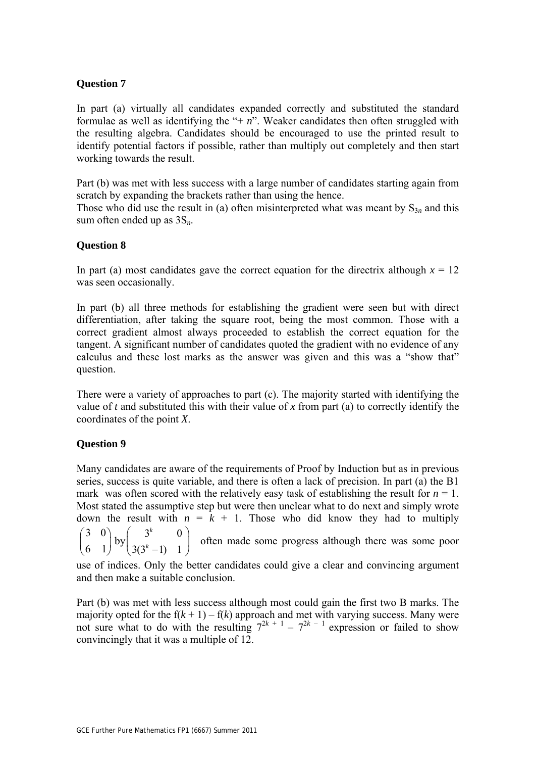### Question 7

In part (a) virtually all candidates expanded correctly and substituted the standard formulae as well as identifying the "+ $n$". Weaker candidates then often struggled with the resulting algebra. Candidates should be encouraged to use the printed result to identify potential factors if possible, rather than multiply out completely and then start working towards the result.

Part (b) was met with less success with a large number of candidates starting again from scratch by expanding the brackets rather than using the hence.

Those who did use the result in (a) often misinterpreted what was meant by $S_{3n}$ and this sum often ended up as $3S_n$.

### Question 8

In part (a) most candidates gave the correct equation for the directrix although $x = 12$ was seen occasionally.

In part (b) all three methods for establishing the gradient were seen but with direct differentiation, after taking the square root, being the most common. Those with a correct gradient almost always proceeded to establish the correct equation for the tangent. A significant number of candidates quoted the gradient with no evidence of any calculus and these lost marks as the answer was given and this was a "show that" question.

There were a variety of approaches to part (c). The majority started with identifying the value of $t$ and substituted this with their value of $x$ from part (a) to correctly identify the coordinates of the point $X$.

### Question 9

Many candidates are aware of the requirements of Proof by Induction but as in previous series, success is quite variable, and there is often a lack of precision. In part (a) the B1 mark was often scored with the relatively easy task of establishing the result for $n = 1$. Most stated the assumptive step but were then unclear what to do next and simply wrote down the result with $n = k + 1$. Those who did know they had to multiply $\begin{pmatrix} 3 & 0 \\ 6 & 1 \end{pmatrix}$ by $\begin{pmatrix} 3^k & 0 \\ 3(3^k - 1) & 1 \end{pmatrix}$ often made some progress although there was some poor use of indices. Only the better candidates could give a clear and convincing argument and then make a suitable conclusion.

Part (b) was met with less success although most could gain the first two B marks. The majority opted for the $f(k + 1) - f(k)$ approach and met with varying success. Many were not sure what to do with the resulting $7^{2k+1} - 7^{2k-1}$ expression or failed to show convincingly that it was a multiple of 12.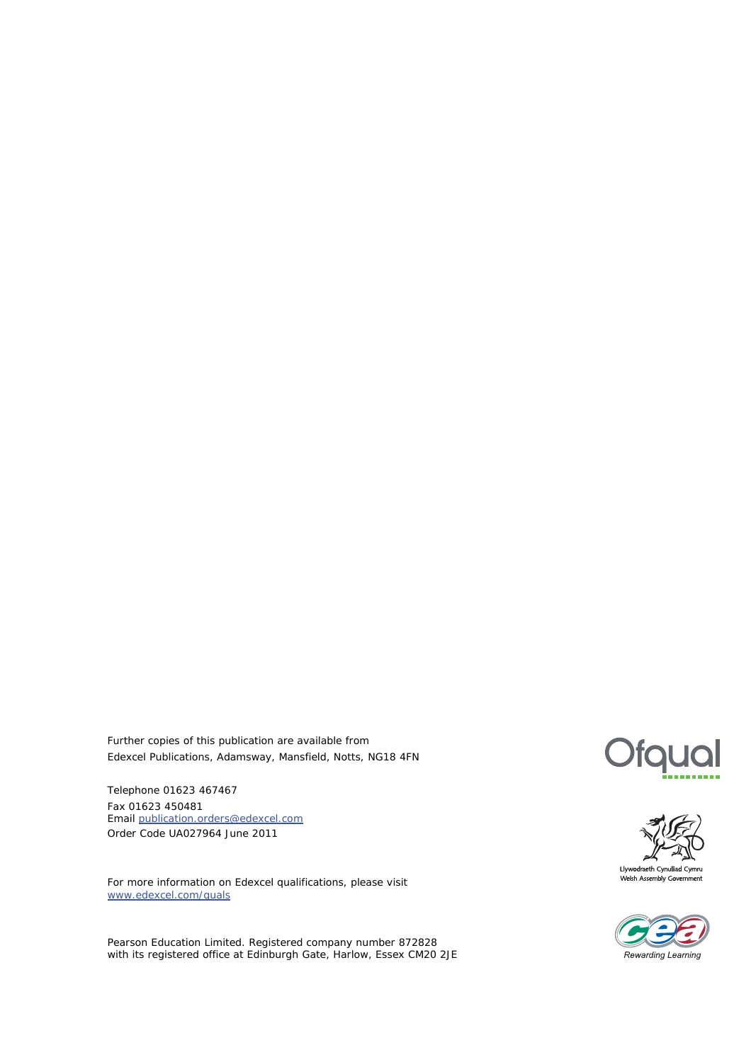Further copies of this publication are available from
Edexcel Publications, Adamsway, Mansfield, Notts, NG18 4FN

Telephone 01623 467467
Fax 01623 450481
Email publication.orders@edexcel.com
Order Code UA027964 June 2011

For more information on Edexcel qualifications, please visit
www.edexcel.com/quals

Pearson Education Limited. Registered company number 872828
with its registered office at Edinburgh Gate, Harlow, Essex CM20 2JE

Ofqual

Llywodraeth Cynulliad Cymru
Welsh Assembly Government

Rewarding Learning